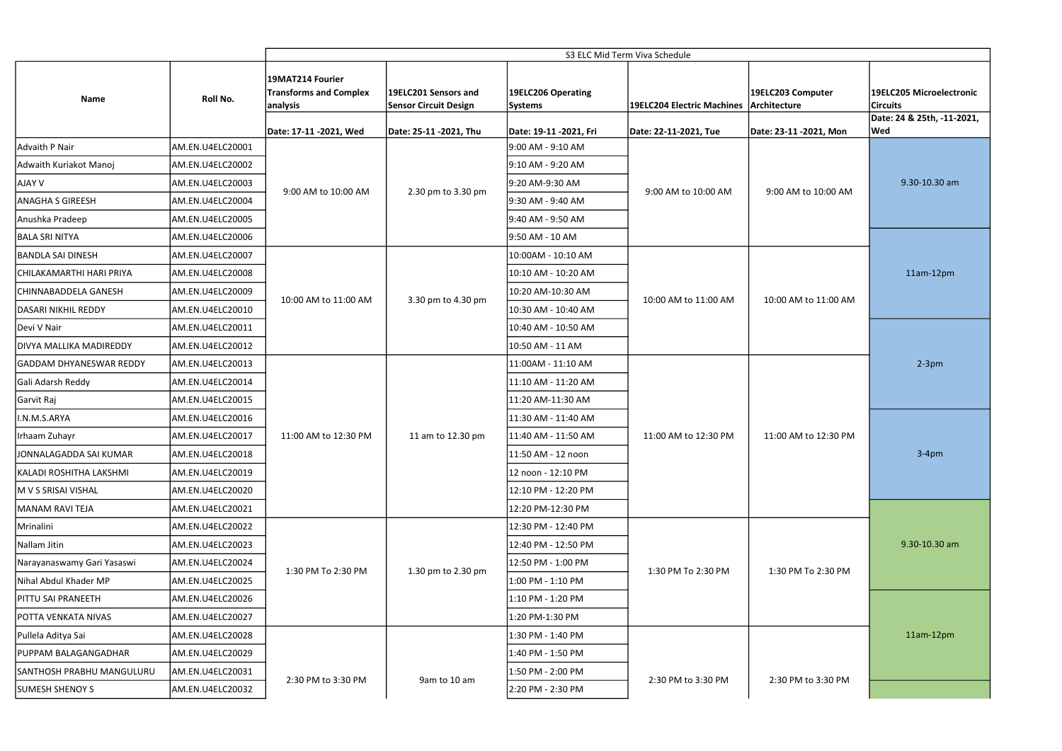| Name | Roll No. | S3 ELC Mid Term Viva Schedule | | | | | |
|---|---|---|---|---|---|---|---|
| | | 19MAT214 Fourier Transforms and Complex analysis | 19ELC201 Sensors and Sensor Circuit Design | 19ELC206 Operating Systems | 19ELC204 Electric Machines | 19ELC203 Computer Architecture | 19ELC205 Microelectronic Circuits |
| | | Date: 17-11 -2021, Wed | Date: 25-11 -2021, Thu | Date: 19-11 -2021, Fri | Date: 22-11-2021, Tue | Date: 23-11 -2021, Mon | Date: 24 & 25th, -11-2021, Wed |
| Advaith P Nair | AM.EN.U4ELC20001 | 9:00 AM to 10:00 AM | 2.30 pm to 3.30 pm | 9:00 AM - 9:10 AM | 9:00 AM to 10:00 AM | 9:00 AM to 10:00 AM | 9.30-10.30 am |
| Adwaith Kuriakot Manoj | AM.EN.U4ELC20002 | | | 9:10 AM - 9:20 AM | | | |
| AJAY V | AM.EN.U4ELC20003 | | | 9:20 AM-9:30 AM | | | |
| ANAGHA S GIREESH | AM.EN.U4ELC20004 | | | 9:30 AM - 9:40 AM | | | |
| Anushka Pradeep | AM.EN.U4ELC20005 | | | 9:40 AM - 9:50 AM | | | |
| BALA SRI NITYA | AM.EN.U4ELC20006 | | | 9:50 AM - 10 AM | | | 11am-12pm |
| BANDLA SAI DINESH | AM.EN.U4ELC20007 | 10:00 AM to 11:00 AM | 3.30 pm to 4.30 pm | 10:00AM - 10:10 AM | 10:00 AM to 11:00 AM | 10:00 AM to 11:00 AM | |
| CHILAKAMARTHI HARI PRIYA | AM.EN.U4ELC20008 | | | 10:10 AM - 10:20 AM | | | |
| CHINNABADDELA GANESH | AM.EN.U4ELC20009 | | | 10:20 AM-10:30 AM | | | |
| DASARI NIKHIL REDDY | AM.EN.U4ELC20010 | | | 10:30 AM - 10:40 AM | | | |
| Devi V Nair | AM.EN.U4ELC20011 | | | 10:40 AM - 10:50 AM | | | 2-3pm |
| DIVYA MALLIKA MADIREDDY | AM.EN.U4ELC20012 | | | 10:50 AM - 11 AM | | | |
| GADDAM DHYANESWAR REDDY | AM.EN.U4ELC20013 | 11:00 AM to 12:30 PM | 11 am to 12.30 pm | 11:00AM - 11:10 AM | 11:00 AM to 12:30 PM | 11:00 AM to 12:30 PM | |
| Gali Adarsh Reddy | AM.EN.U4ELC20014 | | | 11:10 AM - 11:20 AM | | | |
| Garvit Raj | AM.EN.U4ELC20015 | | | 11:20 AM-11:30 AM | | | |
| I.N.M.S.ARYA | AM.EN.U4ELC20016 | | | 11:30 AM - 11:40 AM | | | 3-4pm |
| Irhaam Zuhayr | AM.EN.U4ELC20017 | | | 11:40 AM - 11:50 AM | | | |
| JONNALAGADDA SAI KUMAR | AM.EN.U4ELC20018 | | | 11:50 AM - 12 noon | | | |
| KALADI ROSHITHA LAKSHMI | AM.EN.U4ELC20019 | | | 12 noon - 12:10 PM | | | |
| M V S SRISAI VISHAL | AM.EN.U4ELC20020 | | | 12:10 PM - 12:20 PM | | | |
| MANAM RAVI TEJA | AM.EN.U4ELC20021 | | | 12:20 PM-12:30 PM | | | 9.30-10.30 am |
| Mrinalini | AM.EN.U4ELC20022 | 1:30 PM To 2:30 PM | 1.30 pm to 2.30 pm | 12:30 PM - 12:40 PM | 1:30 PM To 2:30 PM | 1:30 PM To 2:30 PM | |
| Nallam Jitin | AM.EN.U4ELC20023 | | | 12:40 PM - 12:50 PM | | | |
| Narayanaswamy Gari Yasaswi | AM.EN.U4ELC20024 | | | 12:50 PM - 1:00 PM | | | |
| Nihal Abdul Khader MP | AM.EN.U4ELC20025 | | | 1:00 PM - 1:10 PM | | | |
| PITTU SAI PRANEETH | AM.EN.U4ELC20026 | | | 1:10 PM - 1:20 PM | | | 11am-12pm |
| POTTA VENKATA NIVAS | AM.EN.U4ELC20027 | | | 1:20 PM-1:30 PM | | | |
| Pullela Aditya Sai | AM.EN.U4ELC20028 | 2:30 PM to 3:30 PM | 9am to 10 am | 1:30 PM - 1:40 PM | 2:30 PM to 3:30 PM | 2:30 PM to 3:30 PM | |
| PUPPAM BALAGANGADHAR | AM.EN.U4ELC20029 | | | 1:40 PM - 1:50 PM | | | |
| SANTHOSH PRABHU MANGULURU | AM.EN.U4ELC20031 | | | 1:50 PM - 2:00 PM | | | |
| SUMESH SHENOY S | AM.EN.U4ELC20032 | | | 2:20 PM - 2:30 PM | | | |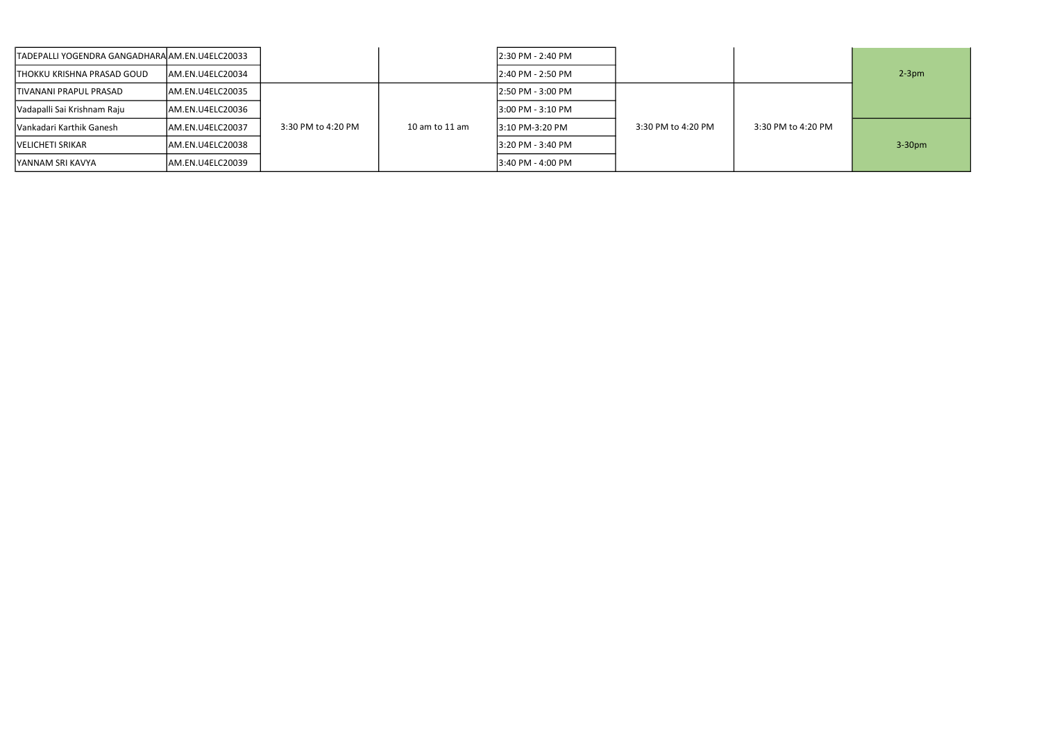| | | | | | | | |
|---|---|---|---|---|---|---|---|
| TADEPALLI YOGENDRA GANGADHARA | AM.EN.U4ELC20033 | | | 2:30 PM - 2:40 PM | | | |
| THOKKU KRISHNA PRASAD GOUD | AM.EN.U4ELC20034 | | | 2:40 PM - 2:50 PM | | | 2-3pm |
| TIVANANI PRAPUL PRASAD | AM.EN.U4ELC20035 | | | 2:50 PM - 3:00 PM | | | |
| Vadapalli Sai Krishnam Raju | AM.EN.U4ELC20036 | | | 3:00 PM - 3:10 PM | | | |
| Vankadari Karthik Ganesh | AM.EN.U4ELC20037 | 3:30 PM to 4:20 PM | 10 am to 11 am | 3:10 PM-3:20 PM | 3:30 PM to 4:20 PM | 3:30 PM to 4:20 PM | |
| VELICHETI SRIKAR | AM.EN.U4ELC20038 | | | 3:20 PM - 3:40 PM | | | 3-30pm |
| YANNAM SRI KAVYA | AM.EN.U4ELC20039 | | | 3:40 PM - 4:00 PM | | | |